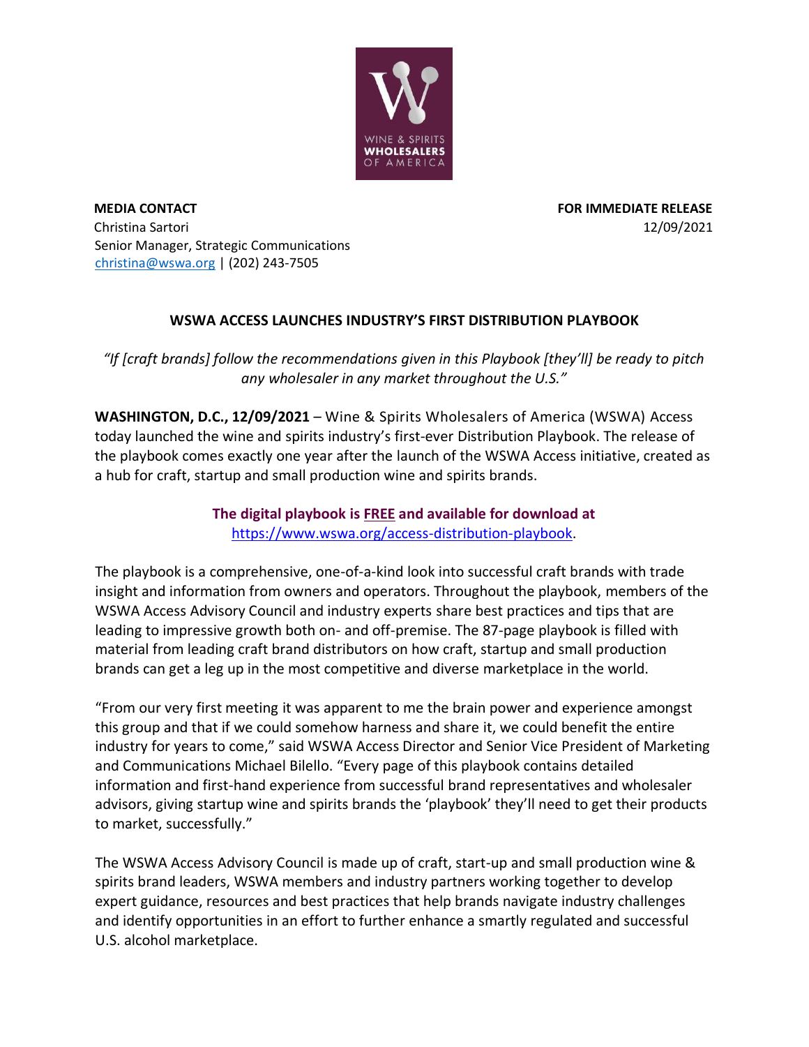**MEDIA CONTACT**
Christina Sartori
Senior Manager, Strategic Communications
christina@wswa.org | (202) 243-7505

**FOR IMMEDIATE RELEASE**
12/09/2021

# WSWA ACCESS LAUNCHES INDUSTRY'S FIRST DISTRIBUTION PLAYBOOK

*"If [craft brands] follow the recommendations given in this Playbook [they'll] be ready to pitch any wholesaler in any market throughout the U.S."*

**WASHINGTON, D.C., 12/09/2021** – Wine & Spirits Wholesalers of America (WSWA) Access today launched the wine and spirits industry's first-ever Distribution Playbook. The release of the playbook comes exactly one year after the launch of the WSWA Access initiative, created as a hub for craft, startup and small production wine and spirits brands.

**The digital playbook is FREE and available for download at** https://www.wswa.org/access-distribution-playbook.

The playbook is a comprehensive, one-of-a-kind look into successful craft brands with trade insight and information from owners and operators. Throughout the playbook, members of the WSWA Access Advisory Council and industry experts share best practices and tips that are leading to impressive growth both on- and off-premise. The 87-page playbook is filled with material from leading craft brand distributors on how craft, startup and small production brands can get a leg up in the most competitive and diverse marketplace in the world.

"From our very first meeting it was apparent to me the brain power and experience amongst this group and that if we could somehow harness and share it, we could benefit the entire industry for years to come," said WSWA Access Director and Senior Vice President of Marketing and Communications Michael Bilello. "Every page of this playbook contains detailed information and first-hand experience from successful brand representatives and wholesaler advisors, giving startup wine and spirits brands the 'playbook' they'll need to get their products to market, successfully."

The WSWA Access Advisory Council is made up of craft, start-up and small production wine & spirits brand leaders, WSWA members and industry partners working together to develop expert guidance, resources and best practices that help brands navigate industry challenges and identify opportunities in an effort to further enhance a smartly regulated and successful U.S. alcohol marketplace.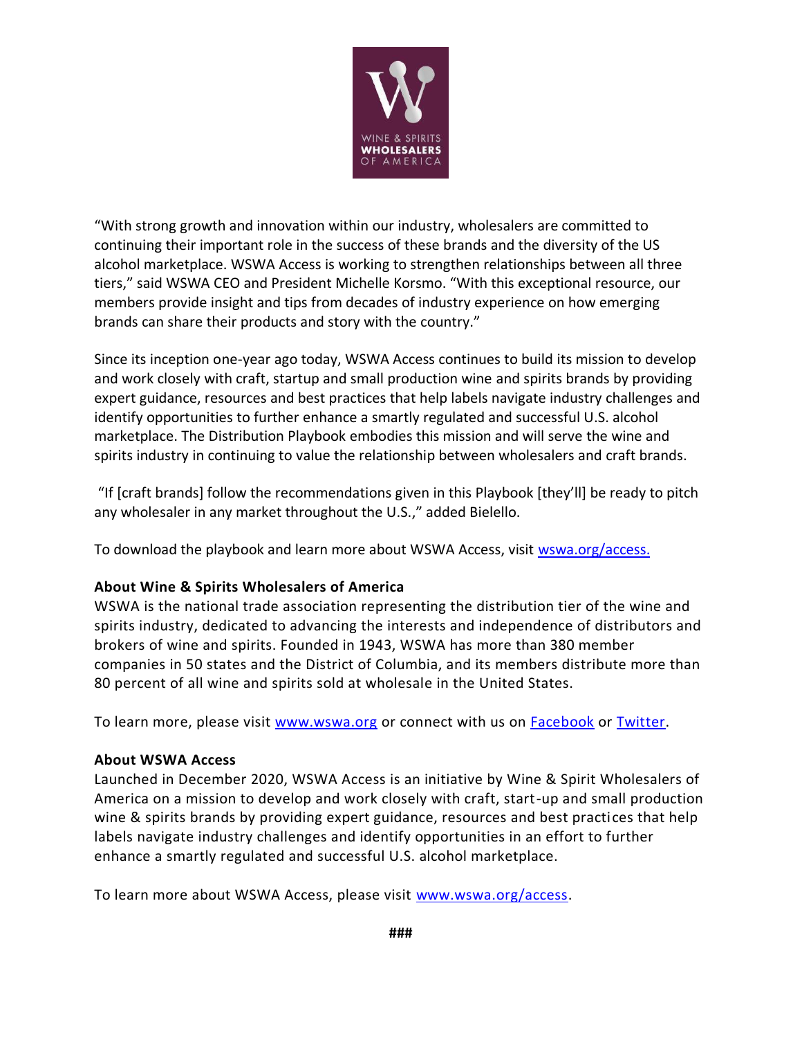"With strong growth and innovation within our industry, wholesalers are committed to continuing their important role in the success of these brands and the diversity of the US alcohol marketplace. WSWA Access is working to strengthen relationships between all three tiers," said WSWA CEO and President Michelle Korsmo. "With this exceptional resource, our members provide insight and tips from decades of industry experience on how emerging brands can share their products and story with the country."

Since its inception one-year ago today, WSWA Access continues to build its mission to develop and work closely with craft, startup and small production wine and spirits brands by providing expert guidance, resources and best practices that help labels navigate industry challenges and identify opportunities to further enhance a smartly regulated and successful U.S. alcohol marketplace. The Distribution Playbook embodies this mission and will serve the wine and spirits industry in continuing to value the relationship between wholesalers and craft brands.

"If [craft brands] follow the recommendations given in this Playbook [they'll] be ready to pitch any wholesaler in any market throughout the U.S.," added Bielello.

To download the playbook and learn more about WSWA Access, visit [wswa.org/access.](wswa.org/access)

**About Wine & Spirits Wholesalers of America**
WSWA is the national trade association representing the distribution tier of the wine and spirits industry, dedicated to advancing the interests and independence of distributors and brokers of wine and spirits. Founded in 1943, WSWA has more than 380 member companies in 50 states and the District of Columbia, and its members distribute more than 80 percent of all wine and spirits sold at wholesale in the United States.

To learn more, please visit [www.wswa.org](http://www.wswa.org) or connect with us on Facebook or Twitter.

**About WSWA Access**
Launched in December 2020, WSWA Access is an initiative by Wine & Spirit Wholesalers of America on a mission to develop and work closely with craft, start-up and small production wine & spirits brands by providing expert guidance, resources and best practices that help labels navigate industry challenges and identify opportunities in an effort to further enhance a smartly regulated and successful U.S. alcohol marketplace.

To learn more about WSWA Access, please visit [www.wswa.org/access](http://www.wswa.org/access).

###